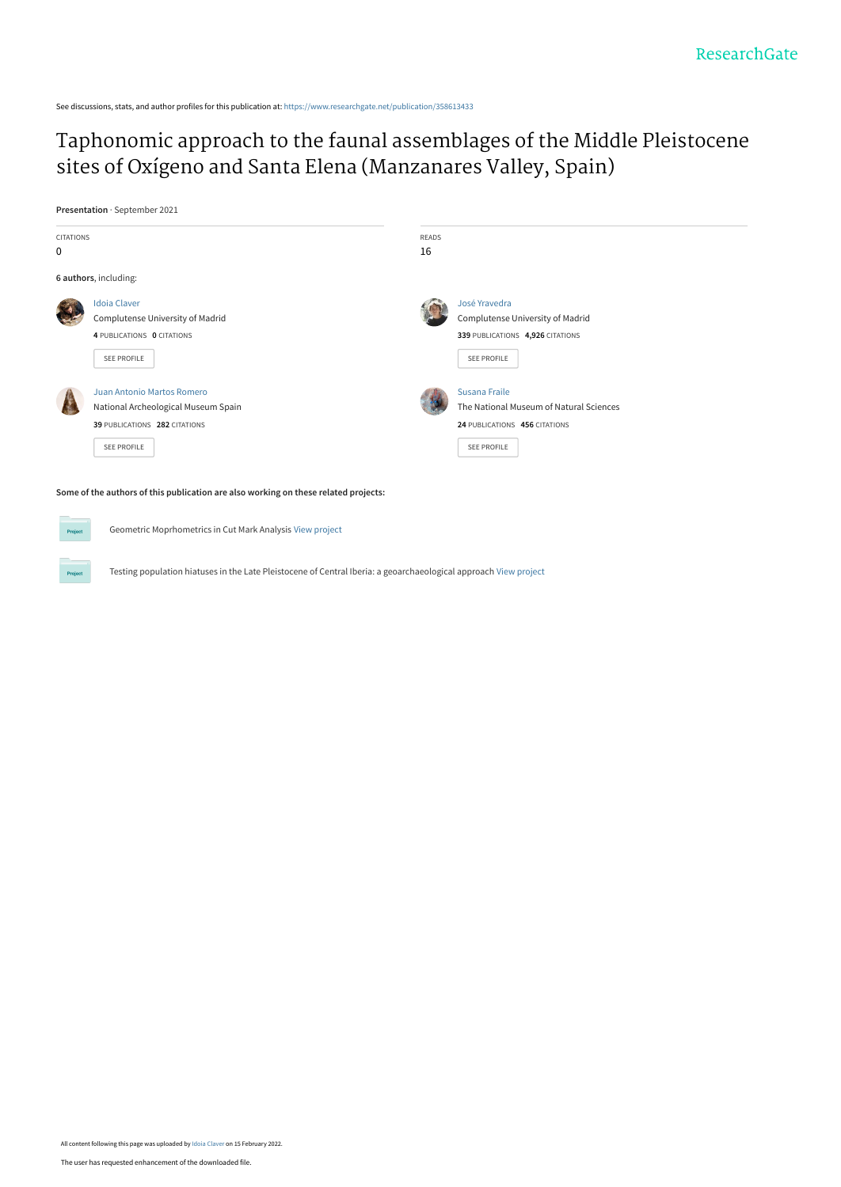See discussions, stats, and author profiles for this publication at: https://www.researchgate.net/publication/358613433

# Taphonomic approach to the faunal assemblages of the Middle Pleistocene sites of Oxígeno and Santa Elena (Manzanares Valley, Spain)

**Presentation** · September 2021

CITATIONS
0

READS
16

**6 authors**, including:

Idoia Claver
Complutense University of Madrid
**4** PUBLICATIONS **0** CITATIONS
SEE PROFILE

José Yravedra
Complutense University of Madrid
**339** PUBLICATIONS **4,926** CITATIONS
SEE PROFILE

Juan Antonio Martos Romero
National Archeological Museum Spain
**39** PUBLICATIONS **282** CITATIONS
SEE PROFILE

Susana Fraile
The National Museum of Natural Sciences
**24** PUBLICATIONS **456** CITATIONS
SEE PROFILE

**Some of the authors of this publication are also working on these related projects:**

Geometric Moprhometrics in Cut Mark Analysis View project

Testing population hiatuses in the Late Pleistocene of Central Iberia: a geoarchaeological approach View project

All content following this page was uploaded by Idoia Claver on 15 February 2022.

The user has requested enhancement of the downloaded file.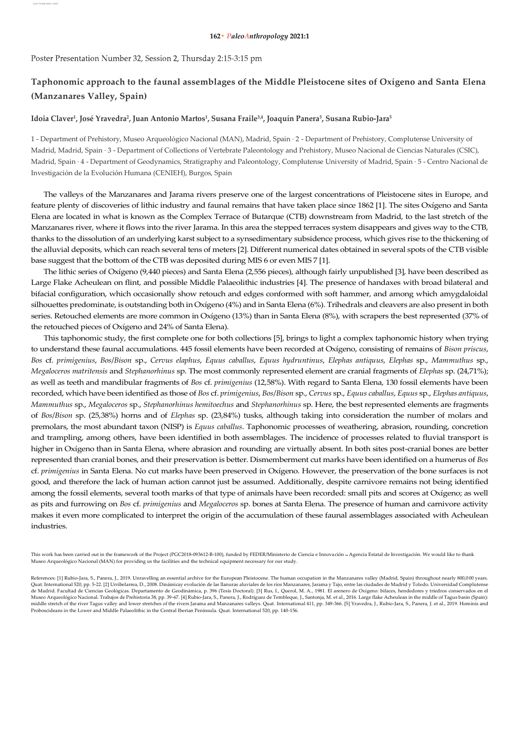Poster Presentation Number 32, Session 2, Thursday 2:15-3:15 pm

## Taphonomic approach to the faunal assemblages of the Middle Pleistocene sites of Oxígeno and Santa Elena (Manzanares Valley, Spain)

**Idoia Claver[1], José Yravedra[2], Juan Antonio Martos[1], Susana Fraile[3,4], Joaquín Panera[5], Susana Rubio-Jara[5]**

1 - Department of Prehistory, Museo Arqueológico Nacional (MAN), Madrid, Spain · 2 - Department of Prehistory, Complutense University of Madrid, Madrid, Spain · 3 - Department of Collections of Vertebrate Paleontology and Prehistory, Museo Nacional de Ciencias Naturales (CSIC), Madrid, Spain · 4 - Department of Geodynamics, Stratigraphy and Paleontology, Complutense University of Madrid, Spain · 5 - Centro Nacional de Investigación de la Evolución Humana (CENIEH), Burgos, Spain

The valleys of the Manzanares and Jarama rivers preserve one of the largest concentrations of Pleistocene sites in Europe, and feature plenty of discoveries of lithic industry and faunal remains that have taken place since 1862 [1]. The sites Oxígeno and Santa Elena are located in what is known as the Complex Terrace of Butarque (CTB) downstream from Madrid, to the last stretch of the Manzanares river, where it flows into the river Jarama. In this area the stepped terraces system disappears and gives way to the CTB, thanks to the dissolution of an underlying karst subject to a synsedimentary subsidence process, which gives rise to the thickening of the alluvial deposits, which can reach several tens of meters [2]. Different numerical dates obtained in several spots of the CTB visible base suggest that the bottom of the CTB was deposited during MIS 6 or even MIS 7 [1].

The lithic series of Oxígeno (9,440 pieces) and Santa Elena (2,556 pieces), although fairly unpublished [3], have been described as Large Flake Acheulean on flint, and possible Middle Palaeolithic industries [4]. The presence of handaxes with broad bilateral and bifacial configuration, which occasionally show retouch and edges conformed with soft hammer, and among which amygdaloidal silhouettes predominate, is outstanding both in Oxígeno (4%) and in Santa Elena (6%). Trihedrals and cleavers are also present in both series. Retouched elements are more common in Oxígeno (13%) than in Santa Elena (8%), with scrapers the best represented (37% of the retouched pieces of Oxígeno and 24% of Santa Elena).

This taphonomic study, the first complete one for both collections [5], brings to light a complex taphonomic history when trying to understand these faunal accumulations. 445 fossil elements have been recorded at Oxígeno, consisting of remains of *Bison priscus*, *Bos* cf. *primigenius*, *Bos/Bison* sp., *Cervus elaphus*, *Equus caballus*, *Equus hydruntinus*, *Elephas antiquus*, *Elephas* sp., *Mammuthus* sp., *Megaloceros matritensis* and *Stephanorhinus* sp. The most commonly represented element are cranial fragments of *Elephas* sp. (24,71%); as well as teeth and mandibular fragments of *Bos* cf. *primigenius* (12,58%). With regard to Santa Elena, 130 fossil elements have been recorded, which have been identified as those of *Bos* cf. *primigenius*, *Bos/Bison* sp., *Cervus* sp., *Equus caballus*, *Equus* sp., *Elephas antiquus*, *Mammuthus* sp., *Megaloceros* sp., *Stephanorhinus hemitoechus* and *Stephanorhinus* sp. Here, the best represented elements are fragments of *Bos/Bison* sp. (25,38%) horns and of *Elephas* sp. (23,84%) tusks, although taking into consideration the number of molars and premolars, the most abundant taxon (NISP) is *Equus caballus*. Taphonomic processes of weathering, abrasion, rounding, concretion and trampling, among others, have been identified in both assemblages. The incidence of processes related to fluvial transport is higher in Oxígeno than in Santa Elena, where abrasion and rounding are virtually absent. In both sites post-cranial bones are better represented than cranial bones, and their preservation is better. Dismemberment cut marks have been identified on a humerus of *Bos* cf. *primigenius* in Santa Elena. No cut marks have been preserved in Oxígeno. However, the preservation of the bone surfaces is not good, and therefore the lack of human action cannot just be assumed. Additionally, despite carnivore remains not being identified among the fossil elements, several tooth marks of that type of animals have been recorded: small pits and scores at Oxígeno; as well as pits and furrowing on *Bos* cf. *primigenius* and *Megaloceros* sp. bones at Santa Elena. The presence of human and carnivore activity makes it even more complicated to interpret the origin of the accumulation of these faunal assemblages associated with Acheulean industries.

This work has been carried out in the framework of the Project (PGC2018-093612-B-100), funded by FEDER/Ministerio de Ciencia e Innovación – Agencia Estatal de Investigación. We would like to thank Museo Arqueológico Nacional (MAN) for providing us the facilities and the technical equipment necessary for our study.

References: [1] Rubio-Jara, S., Panera, J., 2019. Unravelling an essential archive for the European Pleistocene. The human occupation in the Manzanares valley (Madrid, Spain) throughout nearly 800,000 years. Quat. International 520, pp. 5-22. [2] Urribelarrea, D., 2008. Dinámicay evolución de las llanuras aluviales de los ríos Manzanares, Jarama y Tajo, entre las ciudades de Madrid y Toledo. Universidad Complutense de Madrid. Facultad de Ciencias Geológicas. Departamento de Geodinámica, p. 396 (Tesis Doctoral). [3] Rus, I., Querol, M. A., 1981. El arenero de Oxígeno: bifaces, hendedores y triedros conservados en el Museo Arqueológico Nacional. Trabajos de Prehistoria 38, pp. 39-67. [4] Rubio-Jara, S., Panera, J., Rodríguez de Tembleque, J., Santonja, M. et al., 2016. Large flake Acheulean in the middle of Tagus basin (Spain): middle stretch of the river Tagus valley and lower stretches of the rivers Jarama and Manzanares valleys. Quat. International 411, pp. 349-366. [5] Yravedra, J., Rubio-Jara, S., Panera, J. et al., 2019. Hominis and Proboscideans in the Lower and Middle Palaeolithic in the Central Iberian Peninsula. Quat. International 520, pp. 140-156.